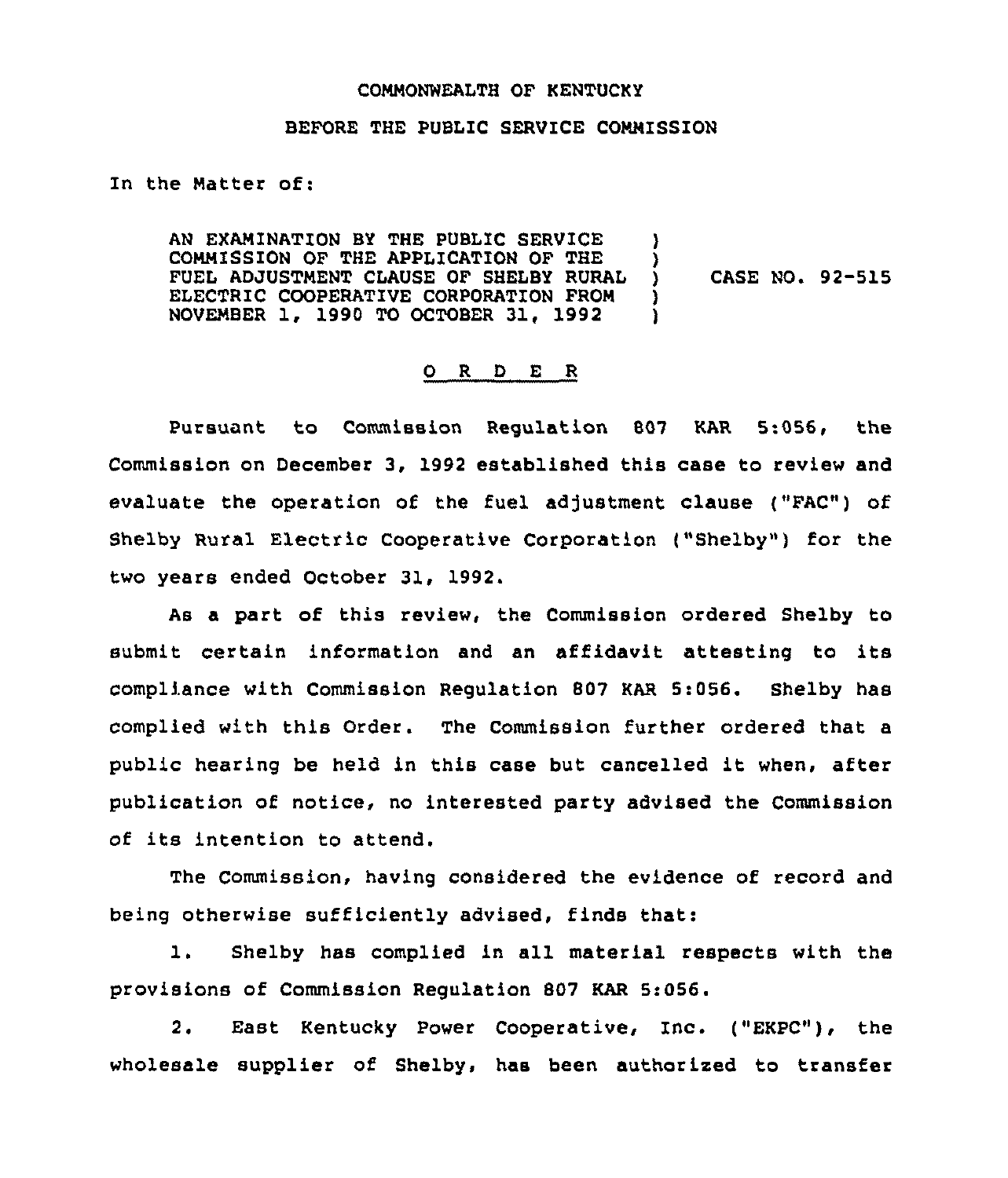COMMONWEALTH OF KENTUCKY

BEFORE THE PUBLIC SERVICE COMMISSION

In the Matter of:

AN EXAMINATION BY THE PUBLIC SERVICE COMMISSION OF THE APPLICATION OF THE FUEL ADJUSTMENT CLAUSE OF SHELBY RURAL ELECTRIC COOPERATIVE CORPORATION FROM NOVEMBER 1, 1990 TO OCTOBER 31, 1992 ) CASE NO. 92-515

O R D E R

Pursuant to Commission Regulation 807 KAR 5:056, the Commission on December 3, 1992 established this case to review and evaluate the operation of the fuel adjustment clause ("FAC") of Shelby Rural Electric Cooperative Corporation ("Shelby") for the two years ended October 31, 1992.

As a part of this review, the Commission ordered Shelby to submit certain information and an affidavit attesting to its compliance with Commission Regulation 807 KAR 5:056. Shelby has complied with this Order. The Commission further ordered that a public hearing be held in this case but cancelled it when, after publication of notice, no interested party advised the Commission of its intention to attend.

The Commission, having considered the evidence of record and being otherwise sufficiently advised, finds that:

1. Shelby has complied in all material respects with the provisions of Commission Regulation 807 KAR 5:056.

2. East Kentucky Power Cooperative, Inc. ("EKPC"), the wholesale supplier of Shelby, has been authorized to transfer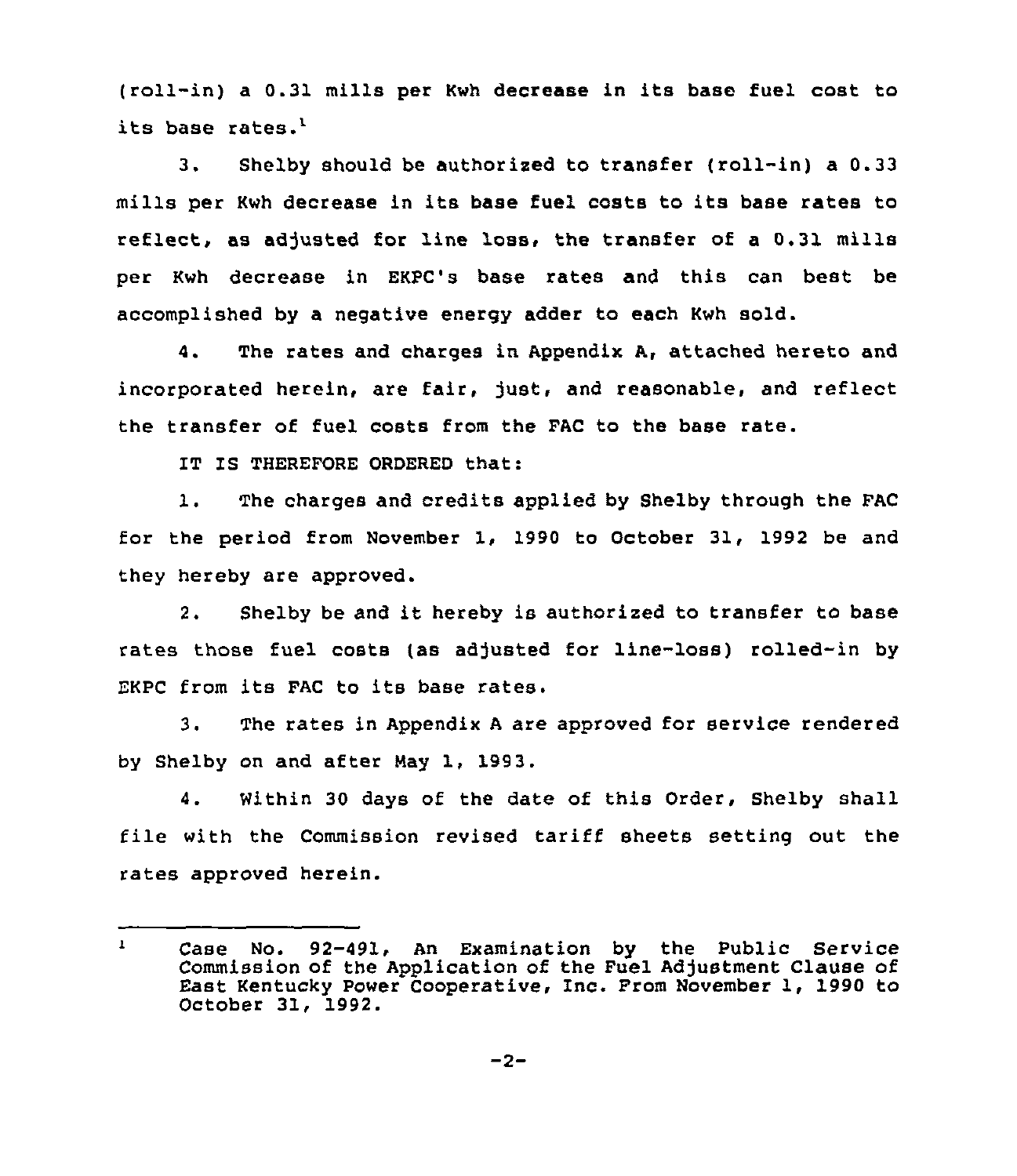(roll-in) a 0.31 mills per Kwh decrease in its base fuel cost to its base rates.[1]

3. Shelby should be authorized to transfer (roll-in) a 0.33 mills per Kwh decrease in its base fuel costs to its base rates to reflect, as adjusted for line loss, the transfer of a 0.31 mills per Kwh decrease in EKPC's base rates and this can best be accomplished by a negative energy adder to each Kwh sold.

4. The rates and charges in Appendix A, attached hereto and incorporated herein, are fair, just, and reasonable, and reflect the transfer of fuel costs from the FAC to the base rate.

IT IS THEREFORE ORDERED that:

1. The charges and credits applied by Shelby through the FAC for the period from November 1, 1990 to October 31, 1992 be and they hereby are approved.

2. Shelby be and it hereby is authorized to transfer to base rates those fuel costs (as adjusted for line-loss) rolled-in by EKPC from its FAC to its base rates.

3. The rates in Appendix A are approved for service rendered by Shelby on and after May 1, 1993.

4. Within 30 days of the date of this Order, Shelby shall file with the Commission revised tariff sheets setting out the rates approved herein.

---

[1] Case No. 92-491, An Examination by the Public Service Commission of the Application of the Fuel Adjustment Clause of East Kentucky Power Cooperative, Inc. From November 1, 1990 to October 31, 1992.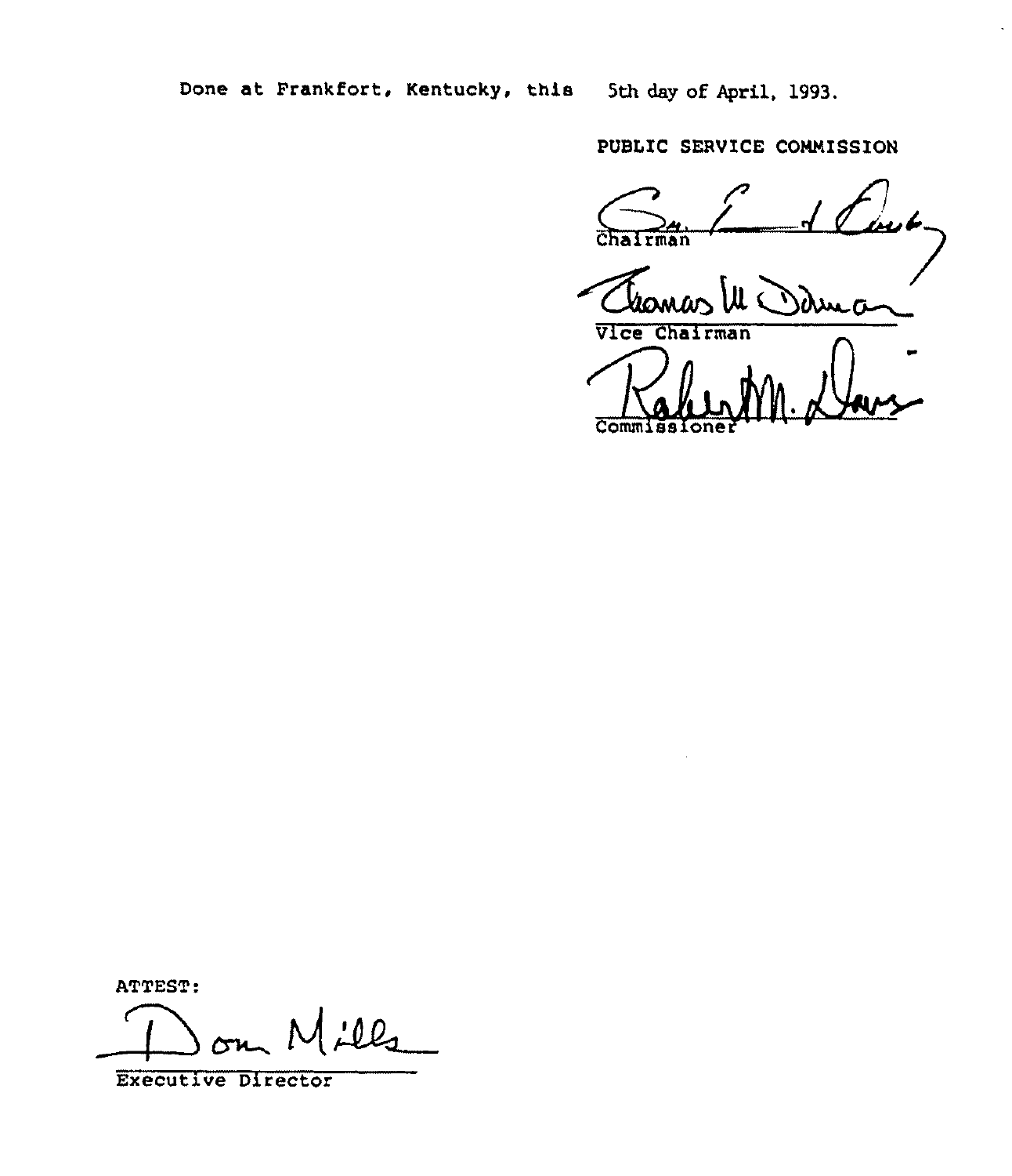Done at Frankfort, Kentucky, this 5th day of April, 1993.

PUBLIC SERVICE COMMISSION

Chairman

Vice Chairman

Commissioner

ATTEST:

Executive Director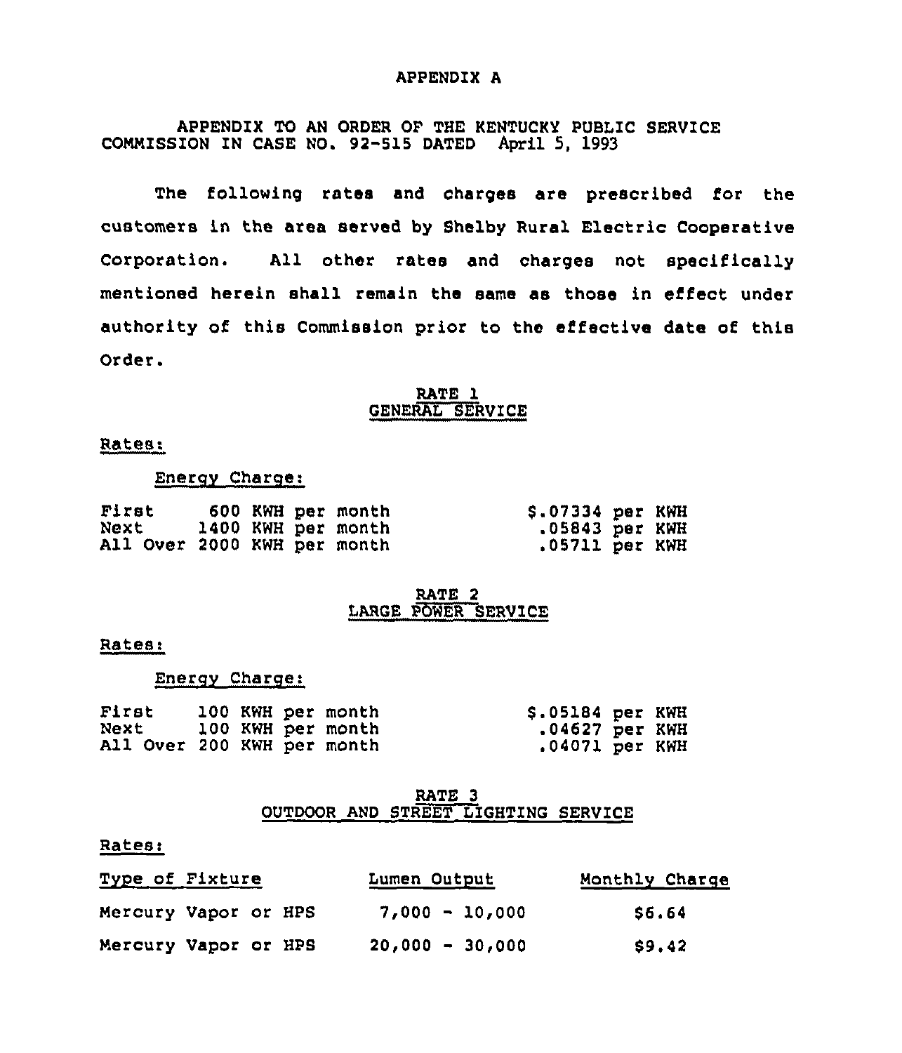# APPENDIX A

APPENDIX TO AN ORDER OF THE KENTUCKY PUBLIC SERVICE COMMISSION IN CASE NO. 92-515 DATED April 5, 1993

The following rates and charges are prescribed for the customers in the area served by Shelby Rural Electric Cooperative Corporation. All other rates and charges not specifically mentioned herein shall remain the same as those in effect under authority of this Commission prior to the effective date of this Order.

## RATE 1
## GENERAL SERVICE

Rates:

Energy Charge:

| | |
|---|---|
| First 600 KWH per month | $.07334 per KWH |
| Next 1400 KWH per month | .05843 per KWH |
| All Over 2000 KWH per month | .05711 per KWH |

## RATE 2
## LARGE POWER SERVICE

Rates:

Energy Charge:

| | |
|---|---|
| First 100 KWH per month | $.05184 per KWH |
| Next 100 KWH per month | .04627 per KWH |
| All Over 200 KWH per month | .04071 per KWH |

## RATE 3
## OUTDOOR AND STREET LIGHTING SERVICE

Rates:

| Type of Fixture | Lumen Output | Monthly Charge |
|---|---|---|
| Mercury Vapor or HPS | 7,000 - 10,000 | $6.64 |
| Mercury Vapor or HPS | 20,000 - 30,000 | $9.42 |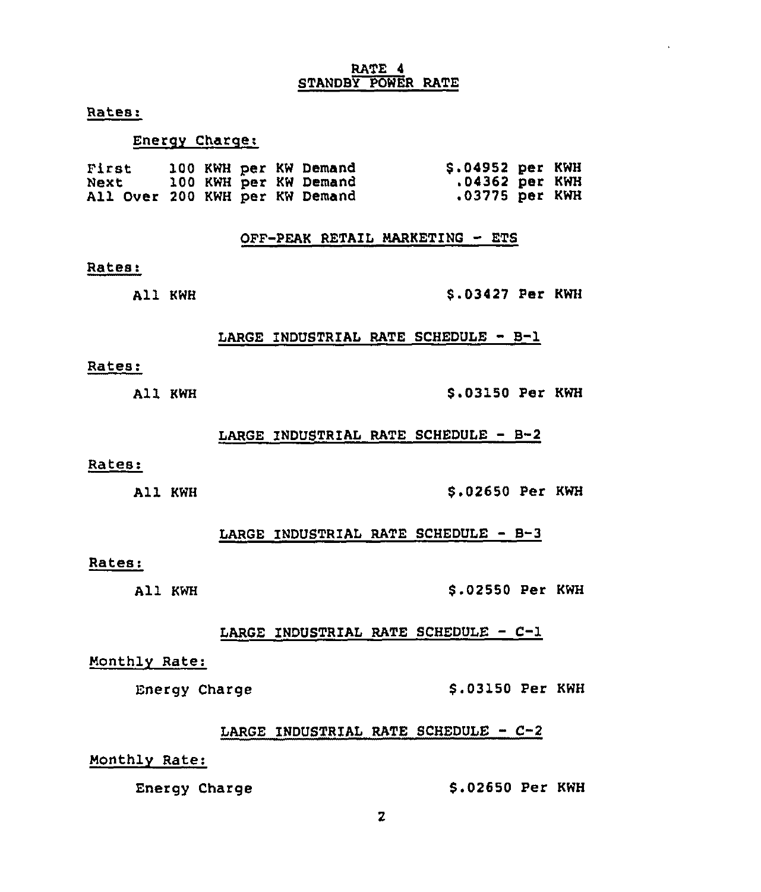## RATE 4
## STANDBY POWER RATE

Rates:

Energy Charge:

| | |
|---|---|
| First 100 KWH per KW Demand | $.04952 per KWH |
| Next 100 KWH per KW Demand | .04362 per KWH |
| All Over 200 KWH per KW Demand | .03775 per KWH |

## OFF-PEAK RETAIL MARKETING - ETS

Rates:

All KWH $.03427 Per KWH

## LARGE INDUSTRIAL RATE SCHEDULE - B-1

Rates:

All KWH $.03150 Per KWH

## LARGE INDUSTRIAL RATE SCHEDULE - B-2

Rates:

All KWH $.02650 Per KWH

## LARGE INDUSTRIAL RATE SCHEDULE - B-3

Rates:

All KWH $.02550 Per KWH

## LARGE INDUSTRIAL RATE SCHEDULE - C-1

Monthly Rate:

Energy Charge $.03150 Per KWH

## LARGE INDUSTRIAL RATE SCHEDULE - C-2

Monthly Rate:

Energy Charge $.02650 Per KWH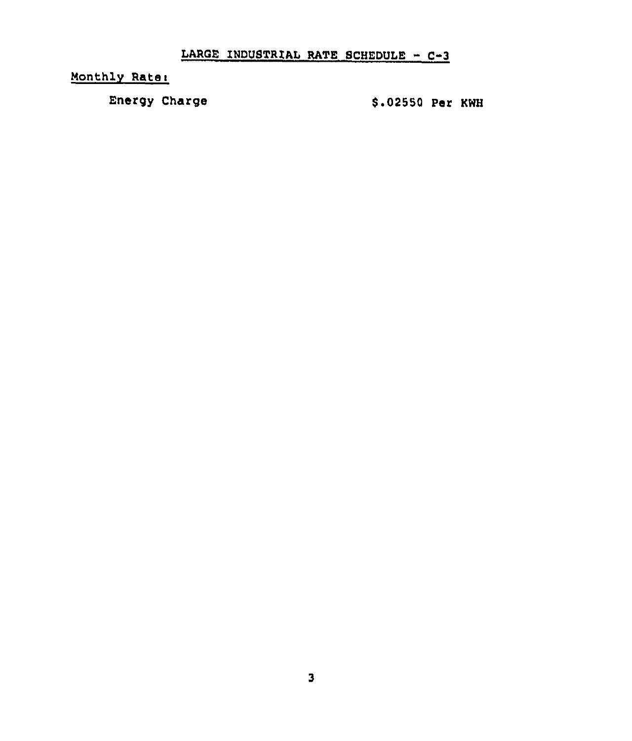## LARGE INDUSTRIAL RATE SCHEDULE - C-3

Monthly Rate:

| | |
|---|---|
| Energy Charge | $.02550 Per KWH |